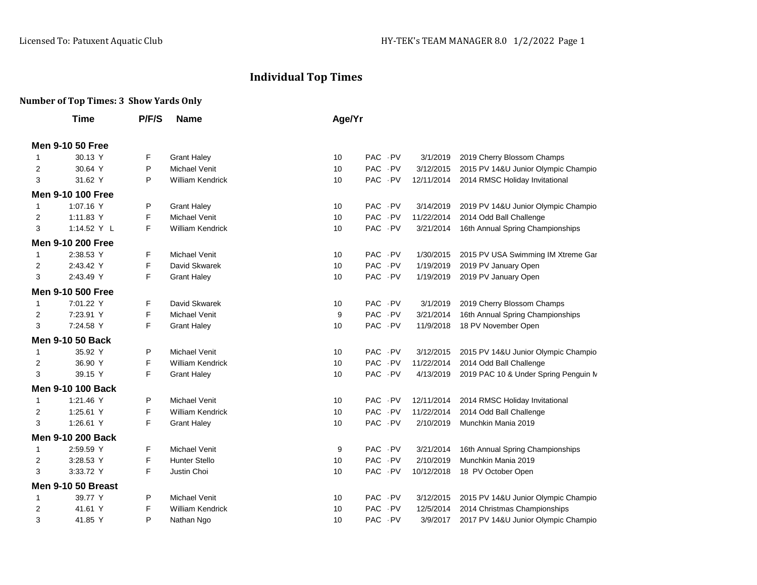# Individual Top Times

**Number of Top Times: 3 Show Yards Only**

| | Time | P/F/S | Name | Age/Yr | | | |
|---|---|---|---|---|---|---|---|
| **Men 9-10 50 Free** | | | | | | | |
| 1 | 30.13 Y | F | Grant Haley | 10 | PAC -PV | 3/1/2019 | 2019 Cherry Blossom Champs |
| 2 | 30.64 Y | P | Michael Venit | 10 | PAC -PV | 3/12/2015 | 2015 PV 14&U Junior Olympic Champio |
| 3 | 31.62 Y | P | William Kendrick | 10 | PAC -PV | 12/11/2014 | 2014 RMSC Holiday Invitational |
| **Men 9-10 100 Free** | | | | | | | |
| 1 | 1:07.16 Y | P | Grant Haley | 10 | PAC -PV | 3/14/2019 | 2019 PV 14&U Junior Olympic Champio |
| 2 | 1:11.83 Y | F | Michael Venit | 10 | PAC -PV | 11/22/2014 | 2014 Odd Ball Challenge |
| 3 | 1:14.52 Y L | F | William Kendrick | 10 | PAC -PV | 3/21/2014 | 16th Annual Spring Championships |
| **Men 9-10 200 Free** | | | | | | | |
| 1 | 2:38.53 Y | F | Michael Venit | 10 | PAC -PV | 1/30/2015 | 2015 PV USA Swimming IM Xtreme Gar |
| 2 | 2:43.42 Y | F | David Skwarek | 10 | PAC -PV | 1/19/2019 | 2019 PV January Open |
| 3 | 2:43.49 Y | F | Grant Haley | 10 | PAC -PV | 1/19/2019 | 2019 PV January Open |
| **Men 9-10 500 Free** | | | | | | | |
| 1 | 7:01.22 Y | F | David Skwarek | 10 | PAC -PV | 3/1/2019 | 2019 Cherry Blossom Champs |
| 2 | 7:23.91 Y | F | Michael Venit | 9 | PAC -PV | 3/21/2014 | 16th Annual Spring Championships |
| 3 | 7:24.58 Y | F | Grant Haley | 10 | PAC -PV | 11/9/2018 | 18 PV November Open |
| **Men 9-10 50 Back** | | | | | | | |
| 1 | 35.92 Y | P | Michael Venit | 10 | PAC -PV | 3/12/2015 | 2015 PV 14&U Junior Olympic Champio |
| 2 | 36.90 Y | F | William Kendrick | 10 | PAC -PV | 11/22/2014 | 2014 Odd Ball Challenge |
| 3 | 39.15 Y | F | Grant Haley | 10 | PAC -PV | 4/13/2019 | 2019 PAC 10 & Under Spring Penguin M |
| **Men 9-10 100 Back** | | | | | | | |
| 1 | 1:21.46 Y | P | Michael Venit | 10 | PAC -PV | 12/11/2014 | 2014 RMSC Holiday Invitational |
| 2 | 1:25.61 Y | F | William Kendrick | 10 | PAC -PV | 11/22/2014 | 2014 Odd Ball Challenge |
| 3 | 1:26.61 Y | F | Grant Haley | 10 | PAC -PV | 2/10/2019 | Munchkin Mania 2019 |
| **Men 9-10 200 Back** | | | | | | | |
| 1 | 2:59.59 Y | F | Michael Venit | 9 | PAC -PV | 3/21/2014 | 16th Annual Spring Championships |
| 2 | 3:28.53 Y | F | Hunter Stello | 10 | PAC -PV | 2/10/2019 | Munchkin Mania 2019 |
| 3 | 3:33.72 Y | F | Justin Choi | 10 | PAC -PV | 10/12/2018 | 18 PV October Open |
| **Men 9-10 50 Breast** | | | | | | | |
| 1 | 39.77 Y | P | Michael Venit | 10 | PAC -PV | 3/12/2015 | 2015 PV 14&U Junior Olympic Champio |
| 2 | 41.61 Y | F | William Kendrick | 10 | PAC -PV | 12/5/2014 | 2014 Christmas Championships |
| 3 | 41.85 Y | P | Nathan Ngo | 10 | PAC -PV | 3/9/2017 | 2017 PV 14&U Junior Olympic Champio |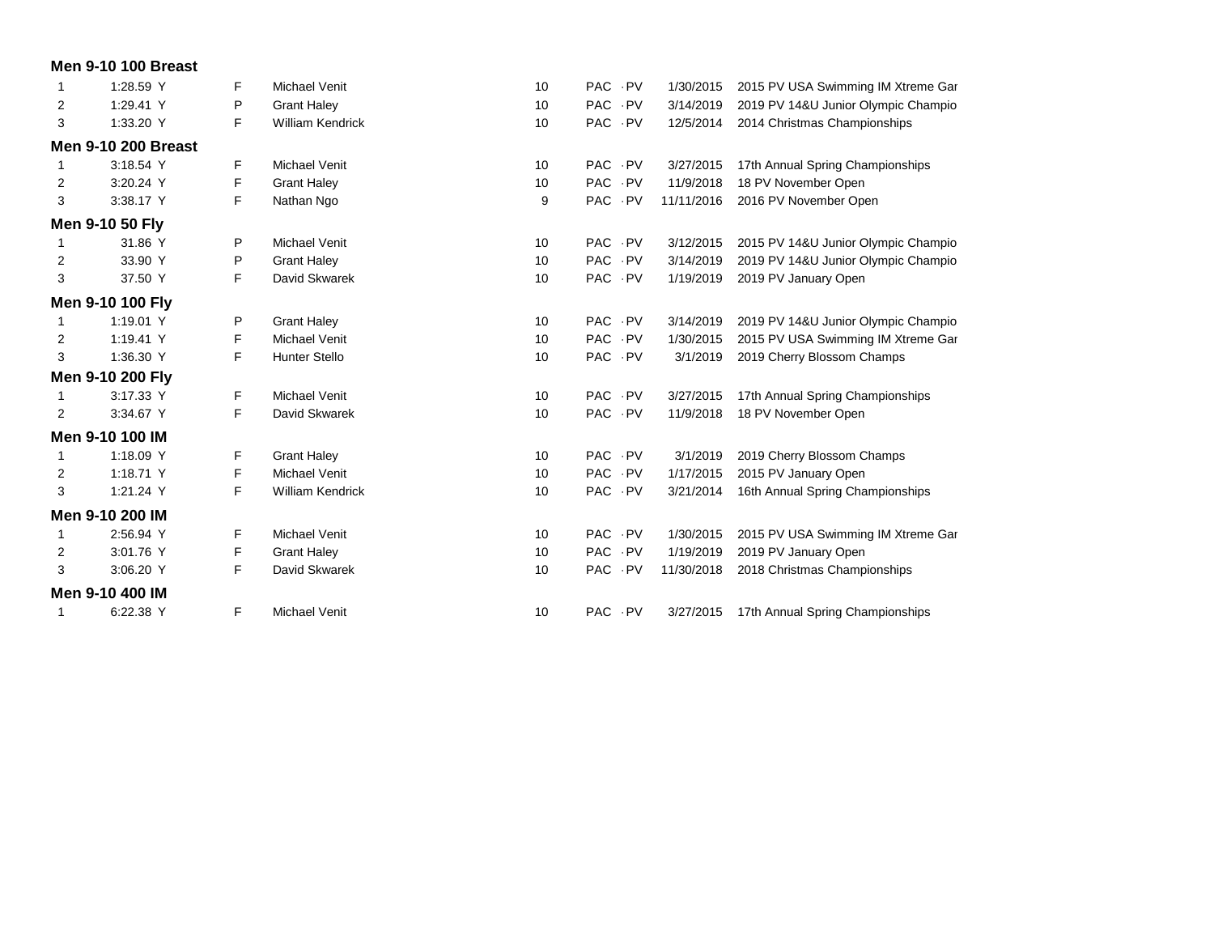### Men 9-10 100 Breast

| | | | | | | | | |
|---|---|---|---|---|---|---|---|---|
| 1 | 1:28.59 Y | F | Michael Venit | 10 | PAC | PV | 1/30/2015 | 2015 PV USA Swimming IM Xtreme Gar |
| 2 | 1:29.41 Y | P | Grant Haley | 10 | PAC | PV | 3/14/2019 | 2019 PV 14&U Junior Olympic Champio |
| 3 | 1:33.20 Y | F | William Kendrick | 10 | PAC | PV | 12/5/2014 | 2014 Christmas Championships |

### Men 9-10 200 Breast

| | | | | | | | | |
|---|---|---|---|---|---|---|---|---|
| 1 | 3:18.54 Y | F | Michael Venit | 10 | PAC | PV | 3/27/2015 | 17th Annual Spring Championships |
| 2 | 3:20.24 Y | F | Grant Haley | 10 | PAC | PV | 11/9/2018 | 18 PV November Open |
| 3 | 3:38.17 Y | F | Nathan Ngo | 9 | PAC | PV | 11/11/2016 | 2016 PV November Open |

### Men 9-10 50 Fly

| | | | | | | | | |
|---|---|---|---|---|---|---|---|---|
| 1 | 31.86 Y | P | Michael Venit | 10 | PAC | PV | 3/12/2015 | 2015 PV 14&U Junior Olympic Champio |
| 2 | 33.90 Y | P | Grant Haley | 10 | PAC | PV | 3/14/2019 | 2019 PV 14&U Junior Olympic Champio |
| 3 | 37.50 Y | F | David Skwarek | 10 | PAC | PV | 1/19/2019 | 2019 PV January Open |

### Men 9-10 100 Fly

| | | | | | | | | |
|---|---|---|---|---|---|---|---|---|
| 1 | 1:19.01 Y | P | Grant Haley | 10 | PAC | PV | 3/14/2019 | 2019 PV 14&U Junior Olympic Champio |
| 2 | 1:19.41 Y | F | Michael Venit | 10 | PAC | PV | 1/30/2015 | 2015 PV USA Swimming IM Xtreme Gar |
| 3 | 1:36.30 Y | F | Hunter Stello | 10 | PAC | PV | 3/1/2019 | 2019 Cherry Blossom Champs |

### Men 9-10 200 Fly

| | | | | | | | | |
|---|---|---|---|---|---|---|---|---|
| 1 | 3:17.33 Y | F | Michael Venit | 10 | PAC | PV | 3/27/2015 | 17th Annual Spring Championships |
| 2 | 3:34.67 Y | F | David Skwarek | 10 | PAC | PV | 11/9/2018 | 18 PV November Open |

### Men 9-10 100 IM

| | | | | | | | | |
|---|---|---|---|---|---|---|---|---|
| 1 | 1:18.09 Y | F | Grant Haley | 10 | PAC | PV | 3/1/2019 | 2019 Cherry Blossom Champs |
| 2 | 1:18.71 Y | F | Michael Venit | 10 | PAC | PV | 1/17/2015 | 2015 PV January Open |
| 3 | 1:21.24 Y | F | William Kendrick | 10 | PAC | PV | 3/21/2014 | 16th Annual Spring Championships |

### Men 9-10 200 IM

| | | | | | | | | |
|---|---|---|---|---|---|---|---|---|
| 1 | 2:56.94 Y | F | Michael Venit | 10 | PAC | PV | 1/30/2015 | 2015 PV USA Swimming IM Xtreme Gar |
| 2 | 3:01.76 Y | F | Grant Haley | 10 | PAC | PV | 1/19/2019 | 2019 PV January Open |
| 3 | 3:06.20 Y | F | David Skwarek | 10 | PAC | PV | 11/30/2018 | 2018 Christmas Championships |

### Men 9-10 400 IM

| | | | | | | | | |
|---|---|---|---|---|---|---|---|---|
| 1 | 6:22.38 Y | F | Michael Venit | 10 | PAC | PV | 3/27/2015 | 17th Annual Spring Championships |